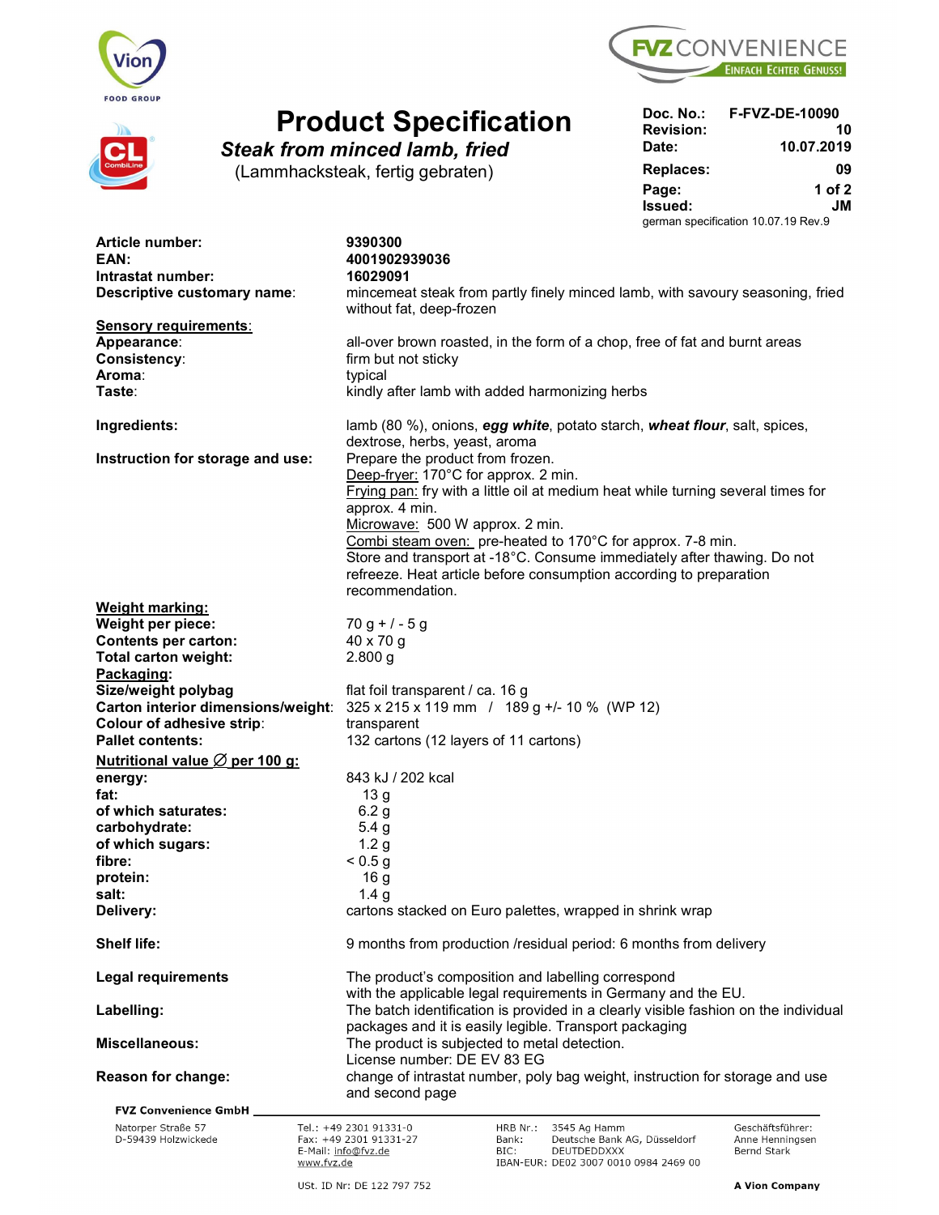# Product Specification

## *Steak from minced lamb, fried*

(Lammhacksteak, fertig gebraten)

| | |
|---|---|
| **Doc. No.:** | **F-FVZ-DE-10090** |
| **Revision:** | **10** |
| **Date:** | **10.07.2019** |
| **Replaces:** | **09** |
| **Page:** | **1 of 2** |
| **Issued:** | **JM** |

german specification 10.07.19 Rev.9

| | |
|---|---|
| **Article number:** | **9390300** |
| **EAN:** | **4001902939036** |
| **Intrastat number:** | **16029091** |
| **Descriptive customary name**: | mincemeat steak from partly finely minced lamb, with savoury seasoning, fried without fat, deep-frozen |
| **Sensory requirements**: | |
| **Appearance**: | all-over brown roasted, in the form of a chop, free of fat and burnt areas |
| **Consistency**: | firm but not sticky |
| **Aroma**: | typical |
| **Taste**: | kindly after lamb with added harmonizing herbs |
| **Ingredients:** | lamb (80 %), onions, ***egg white***, potato starch, ***wheat flour***, salt, spices, dextrose, herbs, yeast, aroma |
| **Instruction for storage and use:** | Prepare the product from frozen.<br>Deep-fryer: 170°C for approx. 2 min.<br>Frying pan: fry with a little oil at medium heat while turning several times for approx. 4 min.<br>Microwave: 500 W approx. 2 min.<br>Combi steam oven: pre-heated to 170°C for approx. 7-8 min.<br>Store and transport at -18°C. Consume immediately after thawing. Do not refreeze. Heat article before consumption according to preparation recommendation. |
| **Weight marking:** | |
| **Weight per piece:** | 70 g + / - 5 g |
| **Contents per carton:** | 40 x 70 g |
| **Total carton weight:** | 2.800 g |
| **Packaging**: | |
| **Size/weight polybag** | flat foil transparent / ca. 16 g |
| **Carton interior dimensions/weight:** | 325 x 215 x 119 mm / 189 g +/- 10 % (WP 12) |
| **Colour of adhesive strip**: | transparent |
| **Pallet contents:** | 132 cartons (12 layers of 11 cartons) |
| **Nutritional value ∅ per 100 g:** | |
| **energy:** | 843 kJ / 202 kcal |
| **fat:** | 13 g |
| **of which saturates:** | 6.2 g |
| **carbohydrate:** | 5.4 g |
| **of which sugars:** | 1.2 g |
| **fibre:** | < 0.5 g |
| **protein:** | 16 g |
| **salt:** | 1.4 g |
| **Delivery:** | cartons stacked on Euro palettes, wrapped in shrink wrap |
| **Shelf life:** | 9 months from production /residual period: 6 months from delivery |
| **Legal requirements** | The product's composition and labelling correspond with the applicable legal requirements in Germany and the EU. |
| **Labelling:** | The batch identification is provided in a clearly visible fashion on the individual packages and it is easily legible. Transport packaging |
| **Miscellaneous:** | The product is subjected to metal detection.<br>License number: DE EV 83 EG |
| **Reason for change:** | change of intrastat number, poly bag weight, instruction for storage and use and second page |

**FVZ Convenience GmbH**

Natorper Straße 57
D-59439 Holzwickede

Tel.: +49 2301 91331-0
Fax: +49 2301 91331-27
E-Mail: info@fvz.de
www.fvz.de

HRB Nr.: 3545 Ag Hamm
Bank: Deutsche Bank AG, Düsseldorf
BIC: DEUTDEDDXXX
IBAN-EUR: DE02 3007 0010 0984 2469 00

Geschäftsführer:
Anne Henningsen
Bernd Stark

USt. ID Nr: DE 122 797 752

**A Vion Company**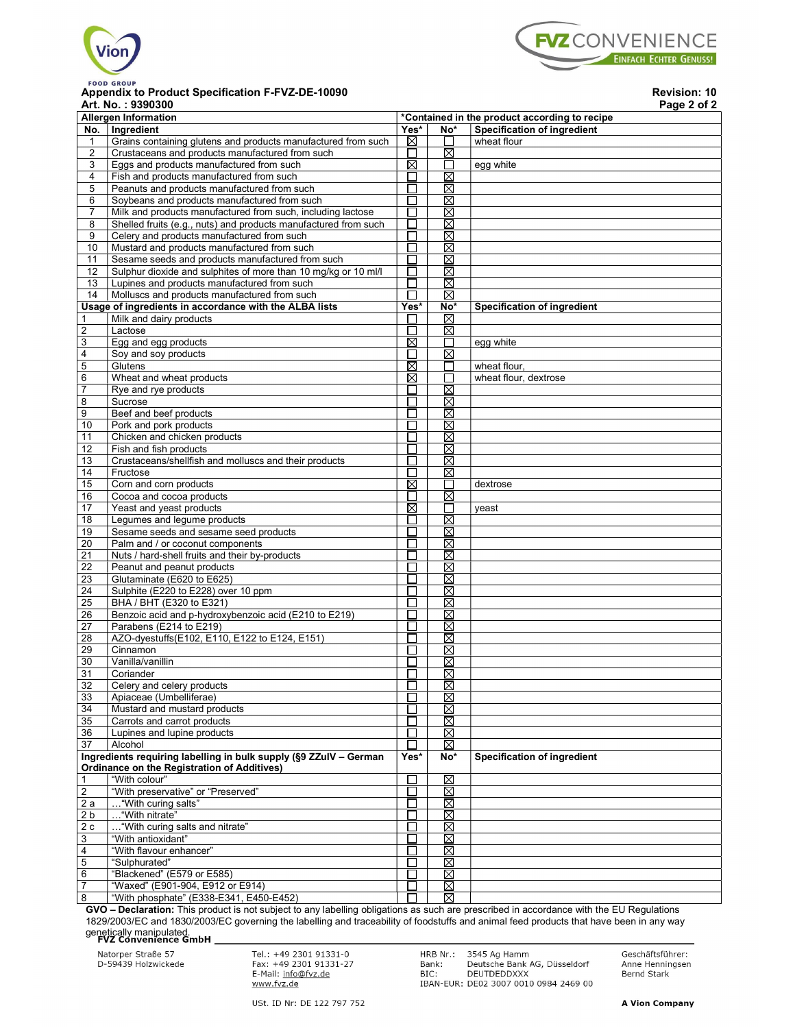## Appendix to Product Specification F-FVZ-DE-10090

**Art. No. : 9390300**

**Revision: 10**

| Allergen Information | | *Contained in the product according to recipe | | |
|---|---|---|---|---|
| **No.** | **Ingredient** | **Yes*** | **No*** | **Specification of ingredient** |
| 1 | Grains containing glutens and products manufactured from such | ☒ | ☐ | wheat flour |
| 2 | Crustaceans and products manufactured from such | ☐ | ☒ | |
| 3 | Eggs and products manufactured from such | ☒ | ☐ | egg white |
| 4 | Fish and products manufactured from such | ☐ | ☒ | |
| 5 | Peanuts and products manufactured from such | ☐ | ☒ | |
| 6 | Soybeans and products manufactured from such | ☐ | ☒ | |
| 7 | Milk and products manufactured from such, including lactose | ☐ | ☒ | |
| 8 | Shelled fruits (e.g., nuts) and products manufactured from such | ☐ | ☒ | |
| 9 | Celery and products manufactured from such | ☐ | ☒ | |
| 10 | Mustard and products manufactured from such | ☐ | ☒ | |
| 11 | Sesame seeds and products manufactured from such | ☐ | ☒ | |
| 12 | Sulphur dioxide and sulphites of more than 10 mg/kg or 10 ml/l | ☐ | ☒ | |
| 13 | Lupines and products manufactured from such | ☐ | ☒ | |
| 14 | Molluscs and products manufactured from such | ☐ | ☒ | |
| **Usage of ingredients in accordance with the ALBA lists** | | **Yes*** | **No*** | **Specification of ingredient** |
| 1 | Milk and dairy products | ☐ | ☒ | |
| 2 | Lactose | ☐ | ☒ | |
| 3 | Egg and egg products | ☒ | ☐ | egg white |
| 4 | Soy and soy products | ☐ | ☒ | |
| 5 | Glutens | ☒ | ☐ | wheat flour, |
| 6 | Wheat and wheat products | ☒ | ☐ | wheat flour, dextrose |
| 7 | Rye and rye products | ☐ | ☒ | |
| 8 | Sucrose | ☐ | ☒ | |
| 9 | Beef and beef products | ☐ | ☒ | |
| 10 | Pork and pork products | ☐ | ☒ | |
| 11 | Chicken and chicken products | ☐ | ☒ | |
| 12 | Fish and fish products | ☐ | ☒ | |
| 13 | Crustaceans/shellfish and molluscs and their products | ☐ | ☒ | |
| 14 | Fructose | ☐ | ☒ | |
| 15 | Corn and corn products | ☒ | ☐ | dextrose |
| 16 | Cocoa and cocoa products | ☐ | ☒ | |
| 17 | Yeast and yeast products | ☒ | ☐ | yeast |
| 18 | Legumes and legume products | ☐ | ☒ | |
| 19 | Sesame seeds and sesame seed products | ☐ | ☒ | |
| 20 | Palm and / or coconut components | ☐ | ☒ | |
| 21 | Nuts / hard-shell fruits and their by-products | ☐ | ☒ | |
| 22 | Peanut and peanut products | ☐ | ☒ | |
| 23 | Glutaminate (E620 to E625) | ☐ | ☒ | |
| 24 | Sulphite (E220 to E228) over 10 ppm | ☐ | ☒ | |
| 25 | BHA / BHT (E320 to E321) | ☐ | ☒ | |
| 26 | Benzoic acid and p-hydroxybenzoic acid (E210 to E219) | ☐ | ☒ | |
| 27 | Parabens (E214 to E219) | ☐ | ☒ | |
| 28 | AZO-dyestuffs(E102, E110, E122 to E124, E151) | ☐ | ☒ | |
| 29 | Cinnamon | ☐ | ☒ | |
| 30 | Vanilla/vanillin | ☐ | ☒ | |
| 31 | Coriander | ☐ | ☒ | |
| 32 | Celery and celery products | ☐ | ☒ | |
| 33 | Apiaceae (Umbelliferae) | ☐ | ☒ | |
| 34 | Mustard and mustard products | ☐ | ☒ | |
| 35 | Carrots and carrot products | ☐ | ☒ | |
| 36 | Lupines and lupine products | ☐ | ☒ | |
| 37 | Alcohol | ☐ | ☒ | |
| **Ingredients requiring labelling in bulk supply (§9 ZZulV – German Ordinance on the Registration of Additives)** | | **Yes*** | **No*** | **Specification of ingredient** |
| 1 | "With colour" | ☐ | ☒ | |
| 2 | "With preservative" or "Preserved" | ☐ | ☒ | |
| 2 a | …"With curing salts" | ☐ | ☒ | |
| 2 b | …"With nitrate" | ☐ | ☒ | |
| 2 c | …"With curing salts and nitrate" | ☐ | ☒ | |
| 3 | "With antioxidant" | ☐ | ☒ | |
| 4 | "With flavour enhancer" | ☐ | ☒ | |
| 5 | "Sulphurated" | ☐ | ☒ | |
| 6 | "Blackened" (E579 or E585) | ☐ | ☒ | |
| 7 | "Waxed" (E901-904, E912 or E914) | ☐ | ☒ | |
| 8 | "With phosphate" (E338-E341, E450-E452) | ☐ | ☒ | |

**GVO – Declaration:** This product is not subject to any labelling obligations as such are prescribed in accordance with the EU Regulations 1829/2003/EC and 1830/2003/EC governing the labelling and traceability of foodstuffs and animal feed products that have been in any way genetically manipulated.

**FVZ Convenience GmbH**

Natorper Straße 57
D-59439 Holzwickede

Tel.: +49 2301 91331-0
Fax: +49 2301 91331-27
E-Mail: info@fvz.de
www.fvz.de

HRB Nr.: 3545 Ag Hamm
Bank: Deutsche Bank AG, Düsseldorf
BIC: DEUTDEDDXXX
IBAN-EUR: DE02 3007 0010 0984 2469 00

Geschäftsführer:
Anne Henningsen
Bernd Stark

USt. ID Nr: DE 122 797 752

A Vion Company